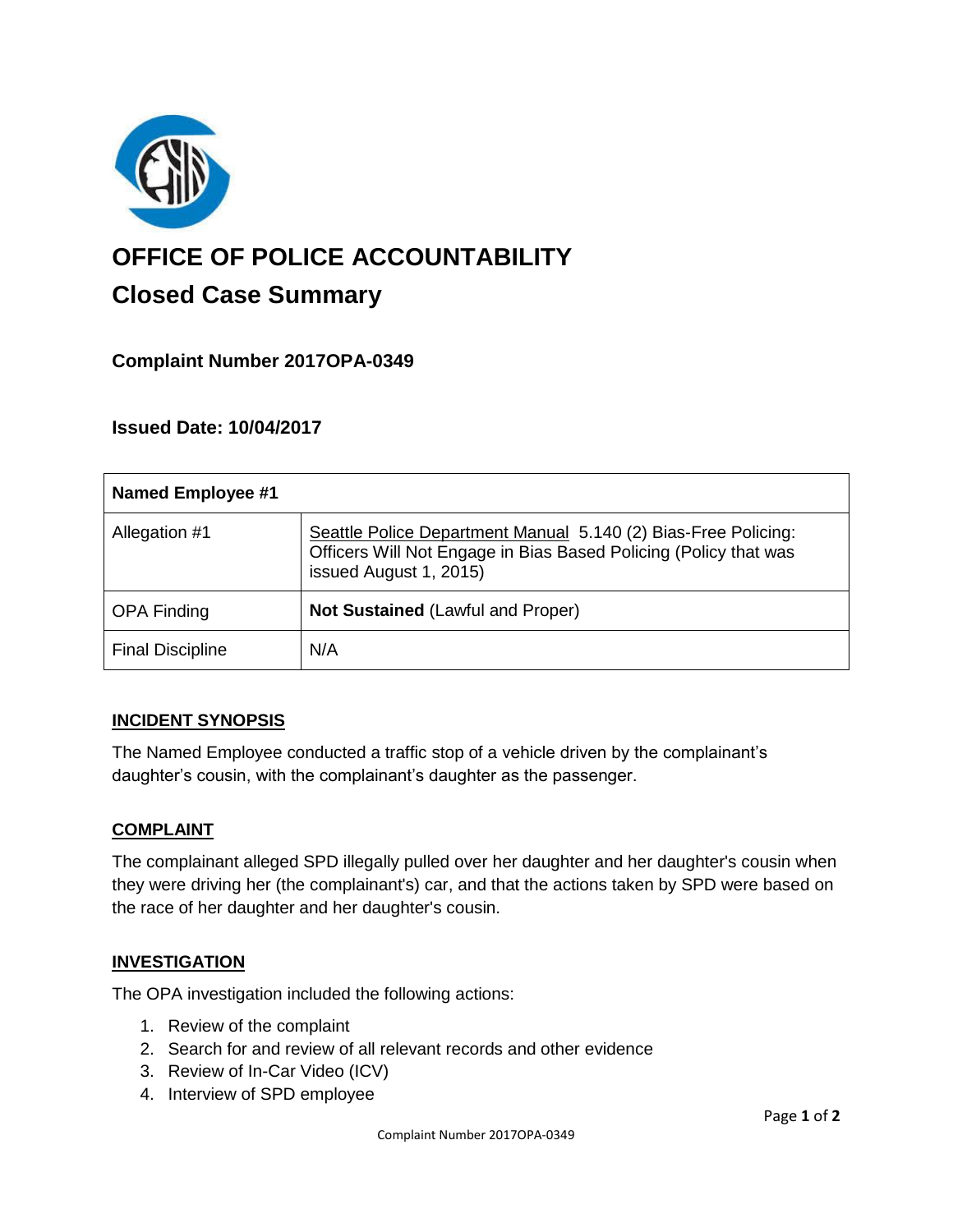# OFFICE OF POLICE ACCOUNTABILITY

## Closed Case Summary

### Complaint Number 2017OPA-0349

### Issued Date: 10/04/2017

| Named Employee #1 | |
|---|---|
| Allegation #1 | Seattle Police Department Manual 5.140 (2) Bias-Free Policing: Officers Will Not Engage in Bias Based Policing (Policy that was issued August 1, 2015) |
| OPA Finding | **Not Sustained** (Lawful and Proper) |
| Final Discipline | N/A |

### INCIDENT SYNOPSIS

The Named Employee conducted a traffic stop of a vehicle driven by the complainant's daughter's cousin, with the complainant's daughter as the passenger.

### COMPLAINT

The complainant alleged SPD illegally pulled over her daughter and her daughter's cousin when they were driving her (the complainant's) car, and that the actions taken by SPD were based on the race of her daughter and her daughter's cousin.

### INVESTIGATION

The OPA investigation included the following actions:

1. Review of the complaint
2. Search for and review of all relevant records and other evidence
3. Review of In-Car Video (ICV)
4. Interview of SPD employee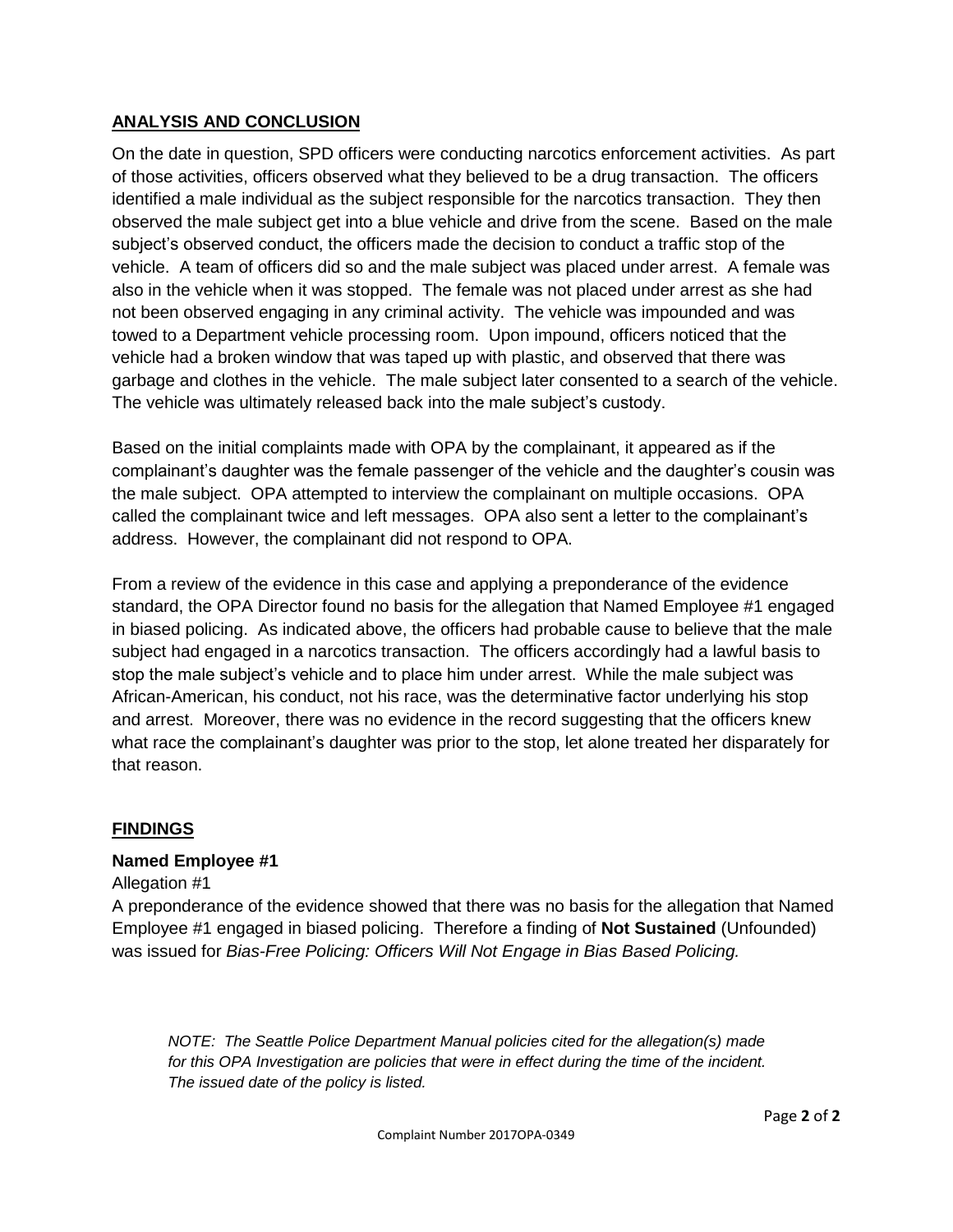## ANALYSIS AND CONCLUSION

On the date in question, SPD officers were conducting narcotics enforcement activities. As part of those activities, officers observed what they believed to be a drug transaction. The officers identified a male individual as the subject responsible for the narcotics transaction. They then observed the male subject get into a blue vehicle and drive from the scene. Based on the male subject's observed conduct, the officers made the decision to conduct a traffic stop of the vehicle. A team of officers did so and the male subject was placed under arrest. A female was also in the vehicle when it was stopped. The female was not placed under arrest as she had not been observed engaging in any criminal activity. The vehicle was impounded and was towed to a Department vehicle processing room. Upon impound, officers noticed that the vehicle had a broken window that was taped up with plastic, and observed that there was garbage and clothes in the vehicle. The male subject later consented to a search of the vehicle. The vehicle was ultimately released back into the male subject's custody.

Based on the initial complaints made with OPA by the complainant, it appeared as if the complainant's daughter was the female passenger of the vehicle and the daughter's cousin was the male subject. OPA attempted to interview the complainant on multiple occasions. OPA called the complainant twice and left messages. OPA also sent a letter to the complainant's address. However, the complainant did not respond to OPA.

From a review of the evidence in this case and applying a preponderance of the evidence standard, the OPA Director found no basis for the allegation that Named Employee #1 engaged in biased policing. As indicated above, the officers had probable cause to believe that the male subject had engaged in a narcotics transaction. The officers accordingly had a lawful basis to stop the male subject's vehicle and to place him under arrest. While the male subject was African-American, his conduct, not his race, was the determinative factor underlying his stop and arrest. Moreover, there was no evidence in the record suggesting that the officers knew what race the complainant's daughter was prior to the stop, let alone treated her disparately for that reason.

## FINDINGS

**Named Employee #1**

Allegation #1

A preponderance of the evidence showed that there was no basis for the allegation that Named Employee #1 engaged in biased policing. Therefore a finding of **Not Sustained** (Unfounded) was issued for *Bias-Free Policing: Officers Will Not Engage in Bias Based Policing.*

*NOTE: The Seattle Police Department Manual policies cited for the allegation(s) made for this OPA Investigation are policies that were in effect during the time of the incident. The issued date of the policy is listed.*

Complaint Number 2017OPA-0349